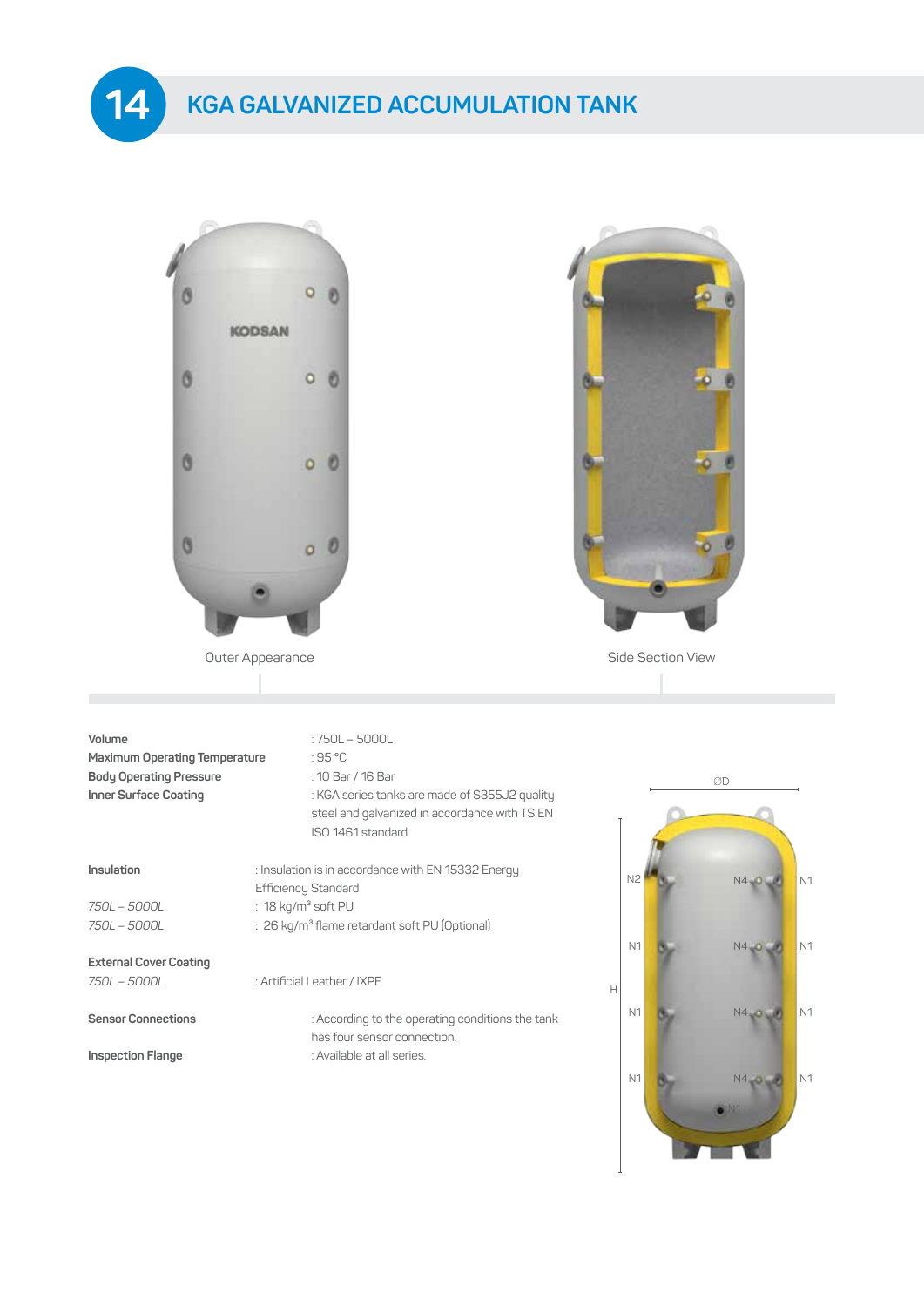# 14 KGA GALVANIZED ACCUMULATION TANK

Outer Appearance

Side Section View

**Volume** : 750L – 5000L

**Maximum Operating Temperature** : 95 °C

**Body Operating Pressure** : 10 Bar / 16 Bar

**Inner Surface Coating** : KGA series tanks are made of S355J2 quality steel and galvanized in accordance with TS EN ISO 1461 standard

**Insulation** : Insulation is in accordance with EN 15332 Energy Efficiency Standard

*750L – 5000L* : 18 kg/m³ soft PU

*750L – 5000L* : 26 kg/m³ flame retardant soft PU (Optional)

**External Cover Coating**

*750L – 5000L* : Artificial Leather / IXPE

**Sensor Connections** : According to the operating conditions the tank has four sensor connection.

**Inspection Flange** : Available at all series.

ØD

H

N2 N4 N1

N1 N4 N1

N1 N4 N1

N1 N4 N1

N1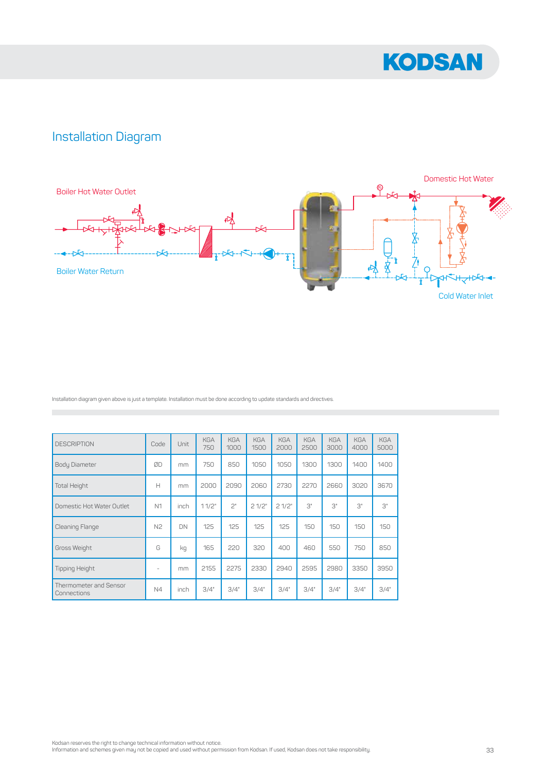## Installation Diagram

Boiler Hot Water Outlet

Domestic Hot Water

Boiler Water Return

Cold Water Inlet

Installation diagram given above is just a template. Installation must be done according to update standards and directives.

| DESCRIPTION | Code | Unit | KGA 750 | KGA 1000 | KGA 1500 | KGA 2000 | KGA 2500 | KGA 3000 | KGA 4000 | KGA 5000 |
|---|---|---|---|---|---|---|---|---|---|---|
| Body Diameter | ØD | mm | 750 | 850 | 1050 | 1050 | 1300 | 1300 | 1400 | 1400 |
| Total Height | H | mm | 2000 | 2090 | 2060 | 2730 | 2270 | 2660 | 3020 | 3670 |
| Domestic Hot Water Outlet | N1 | inch | 1 1/2" | 2" | 2 1/2" | 2 1/2" | 3" | 3" | 3" | 3" |
| Cleaning Flange | N2 | DN | 125 | 125 | 125 | 125 | 150 | 150 | 150 | 150 |
| Gross Weight | G | kg | 165 | 220 | 320 | 400 | 460 | 550 | 750 | 850 |
| Tipping Height | - | mm | 2155 | 2275 | 2330 | 2940 | 2595 | 2980 | 3350 | 3950 |
| Thermometer and Sensor Connections | N4 | inch | 3/4" | 3/4" | 3/4" | 3/4" | 3/4" | 3/4" | 3/4" | 3/4" |

Kodsan reserves the right to change technical information without notice.
Information and schemes given may not be copied and used without permission from Kodsan. If used, Kodsan does not take responsibility.